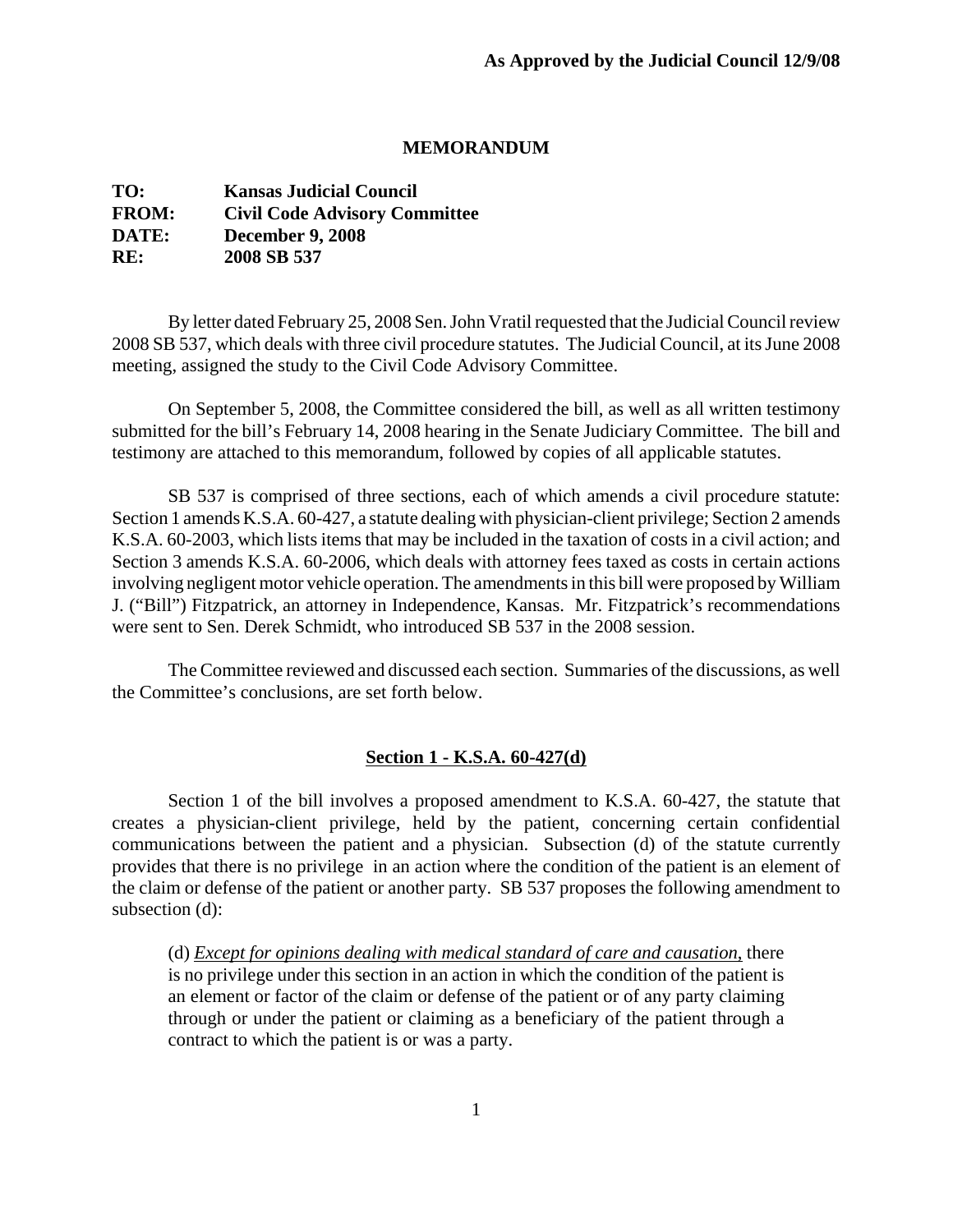**As Approved by the Judicial Council 12/9/08**

**MEMORANDUM**

**TO:** **Kansas Judicial Council**
**FROM:** **Civil Code Advisory Committee**
**DATE:** **December 9, 2008**
**RE:** **2008 SB 537**

By letter dated February 25, 2008 Sen. John Vratil requested that the Judicial Council review 2008 SB 537, which deals with three civil procedure statutes. The Judicial Council, at its June 2008 meeting, assigned the study to the Civil Code Advisory Committee.

On September 5, 2008, the Committee considered the bill, as well as all written testimony submitted for the bill's February 14, 2008 hearing in the Senate Judiciary Committee. The bill and testimony are attached to this memorandum, followed by copies of all applicable statutes.

SB 537 is comprised of three sections, each of which amends a civil procedure statute: Section 1 amends K.S.A. 60-427, a statute dealing with physician-client privilege; Section 2 amends K.S.A. 60-2003, which lists items that may be included in the taxation of costs in a civil action; and Section 3 amends K.S.A. 60-2006, which deals with attorney fees taxed as costs in certain actions involving negligent motor vehicle operation. The amendments in this bill were proposed by William J. ("Bill") Fitzpatrick, an attorney in Independence, Kansas. Mr. Fitzpatrick's recommendations were sent to Sen. Derek Schmidt, who introduced SB 537 in the 2008 session.

The Committee reviewed and discussed each section. Summaries of the discussions, as well the Committee's conclusions, are set forth below.

## Section 1 - K.S.A. 60-427(d)

Section 1 of the bill involves a proposed amendment to K.S.A. 60-427, the statute that creates a physician-client privilege, held by the patient, concerning certain confidential communications between the patient and a physician. Subsection (d) of the statute currently provides that there is no privilege in an action where the condition of the patient is an element of the claim or defense of the patient or another party. SB 537 proposes the following amendment to subsection (d):

> (d) *Except for opinions dealing with medical standard of care and causation,* there is no privilege under this section in an action in which the condition of the patient is an element or factor of the claim or defense of the patient or of any party claiming through or under the patient or claiming as a beneficiary of the patient through a contract to which the patient is or was a party.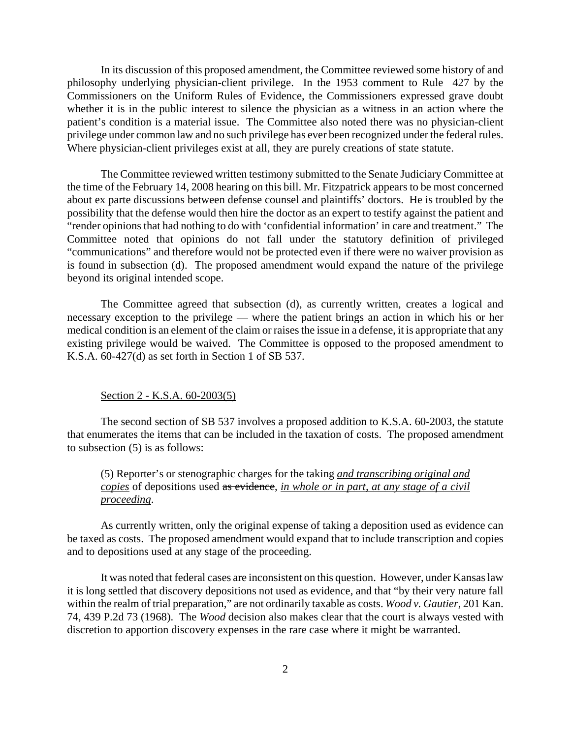In its discussion of this proposed amendment, the Committee reviewed some history of and philosophy underlying physician-client privilege. In the 1953 comment to Rule 427 by the Commissioners on the Uniform Rules of Evidence, the Commissioners expressed grave doubt whether it is in the public interest to silence the physician as a witness in an action where the patient's condition is a material issue. The Committee also noted there was no physician-client privilege under common law and no such privilege has ever been recognized under the federal rules. Where physician-client privileges exist at all, they are purely creations of state statute.

The Committee reviewed written testimony submitted to the Senate Judiciary Committee at the time of the February 14, 2008 hearing on this bill. Mr. Fitzpatrick appears to be most concerned about ex parte discussions between defense counsel and plaintiffs' doctors. He is troubled by the possibility that the defense would then hire the doctor as an expert to testify against the patient and "render opinions that had nothing to do with 'confidential information' in care and treatment." The Committee noted that opinions do not fall under the statutory definition of privileged "communications" and therefore would not be protected even if there were no waiver provision as is found in subsection (d). The proposed amendment would expand the nature of the privilege beyond its original intended scope.

The Committee agreed that subsection (d), as currently written, creates a logical and necessary exception to the privilege — where the patient brings an action in which his or her medical condition is an element of the claim or raises the issue in a defense, it is appropriate that any existing privilege would be waived. The Committee is opposed to the proposed amendment to K.S.A. 60-427(d) as set forth in Section 1 of SB 537.

<u>Section 2 - K.S.A. 60-2003(5)</u>

The second section of SB 537 involves a proposed addition to K.S.A. 60-2003, the statute that enumerates the items that can be included in the taxation of costs. The proposed amendment to subsection (5) is as follows:

> (5) Reporter's or stenographic charges for the taking <u>*and transcribing original and copies*</u> of depositions used ~~as evidence~~, <u>*in whole or in part, at any stage of a civil proceeding*</u>.

As currently written, only the original expense of taking a deposition used as evidence can be taxed as costs. The proposed amendment would expand that to include transcription and copies and to depositions used at any stage of the proceeding.

It was noted that federal cases are inconsistent on this question. However, under Kansas law it is long settled that discovery depositions not used as evidence, and that "by their very nature fall within the realm of trial preparation," are not ordinarily taxable as costs. *Wood v. Gautier*, 201 Kan. 74, 439 P.2d 73 (1968). The *Wood* decision also makes clear that the court is always vested with discretion to apportion discovery expenses in the rare case where it might be warranted.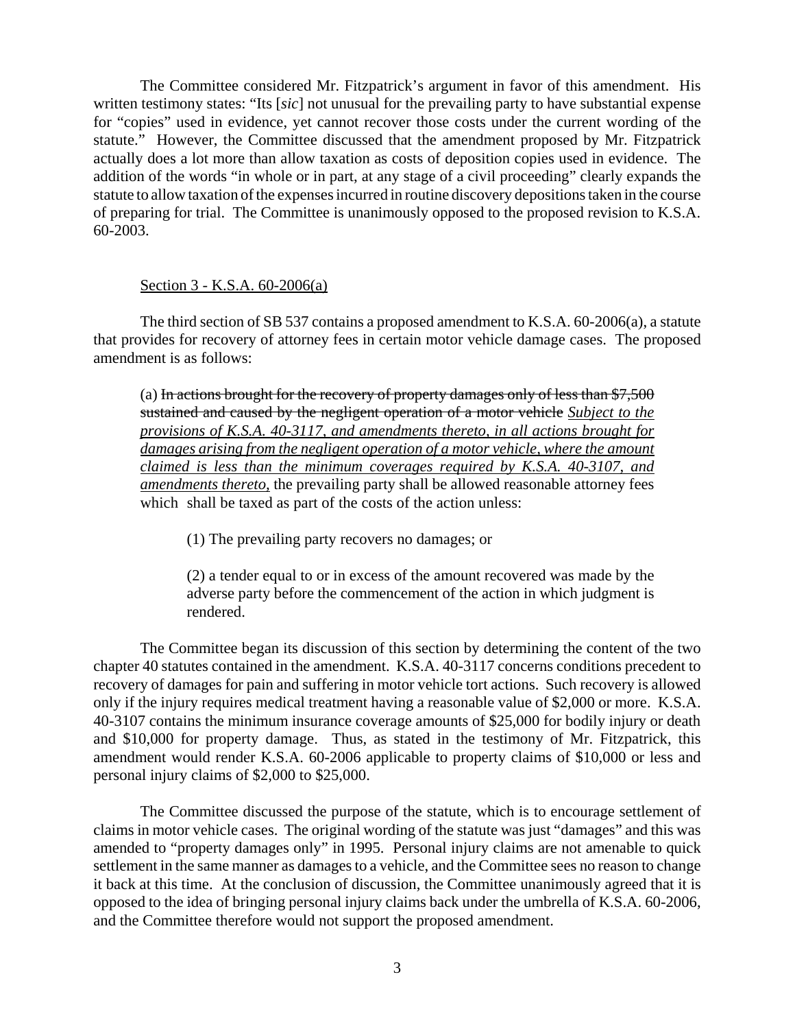The Committee considered Mr. Fitzpatrick's argument in favor of this amendment. His written testimony states: "Its [*sic*] not unusual for the prevailing party to have substantial expense for "copies" used in evidence, yet cannot recover those costs under the current wording of the statute." However, the Committee discussed that the amendment proposed by Mr. Fitzpatrick actually does a lot more than allow taxation as costs of deposition copies used in evidence. The addition of the words "in whole or in part, at any stage of a civil proceeding" clearly expands the statute to allow taxation of the expenses incurred in routine discovery depositions taken in the course of preparing for trial. The Committee is unanimously opposed to the proposed revision to K.S.A. 60-2003.

<u>Section 3 - K.S.A. 60-2006(a)</u>

The third section of SB 537 contains a proposed amendment to K.S.A. 60-2006(a), a statute that provides for recovery of attorney fees in certain motor vehicle damage cases. The proposed amendment is as follows:

> (a) ~~In actions brought for the recovery of property damages only of less than \$7,500 sustained and caused by the negligent operation of a motor vehicle~~ <u>*Subject to the provisions of K.S.A. 40-3117, and amendments thereto, in all actions brought for damages arising from the negligent operation of a motor vehicle, where the amount claimed is less than the minimum coverages required by K.S.A. 40-3107, and amendments thereto,*</u> the prevailing party shall be allowed reasonable attorney fees which shall be taxed as part of the costs of the action unless:
>
> (1) The prevailing party recovers no damages; or
>
> (2) a tender equal to or in excess of the amount recovered was made by the adverse party before the commencement of the action in which judgment is rendered.

The Committee began its discussion of this section by determining the content of the two chapter 40 statutes contained in the amendment. K.S.A. 40-3117 concerns conditions precedent to recovery of damages for pain and suffering in motor vehicle tort actions. Such recovery is allowed only if the injury requires medical treatment having a reasonable value of \$2,000 or more. K.S.A. 40-3107 contains the minimum insurance coverage amounts of \$25,000 for bodily injury or death and \$10,000 for property damage. Thus, as stated in the testimony of Mr. Fitzpatrick, this amendment would render K.S.A. 60-2006 applicable to property claims of \$10,000 or less and personal injury claims of \$2,000 to \$25,000.

The Committee discussed the purpose of the statute, which is to encourage settlement of claims in motor vehicle cases. The original wording of the statute was just "damages" and this was amended to "property damages only" in 1995. Personal injury claims are not amenable to quick settlement in the same manner as damages to a vehicle, and the Committee sees no reason to change it back at this time. At the conclusion of discussion, the Committee unanimously agreed that it is opposed to the idea of bringing personal injury claims back under the umbrella of K.S.A. 60-2006, and the Committee therefore would not support the proposed amendment.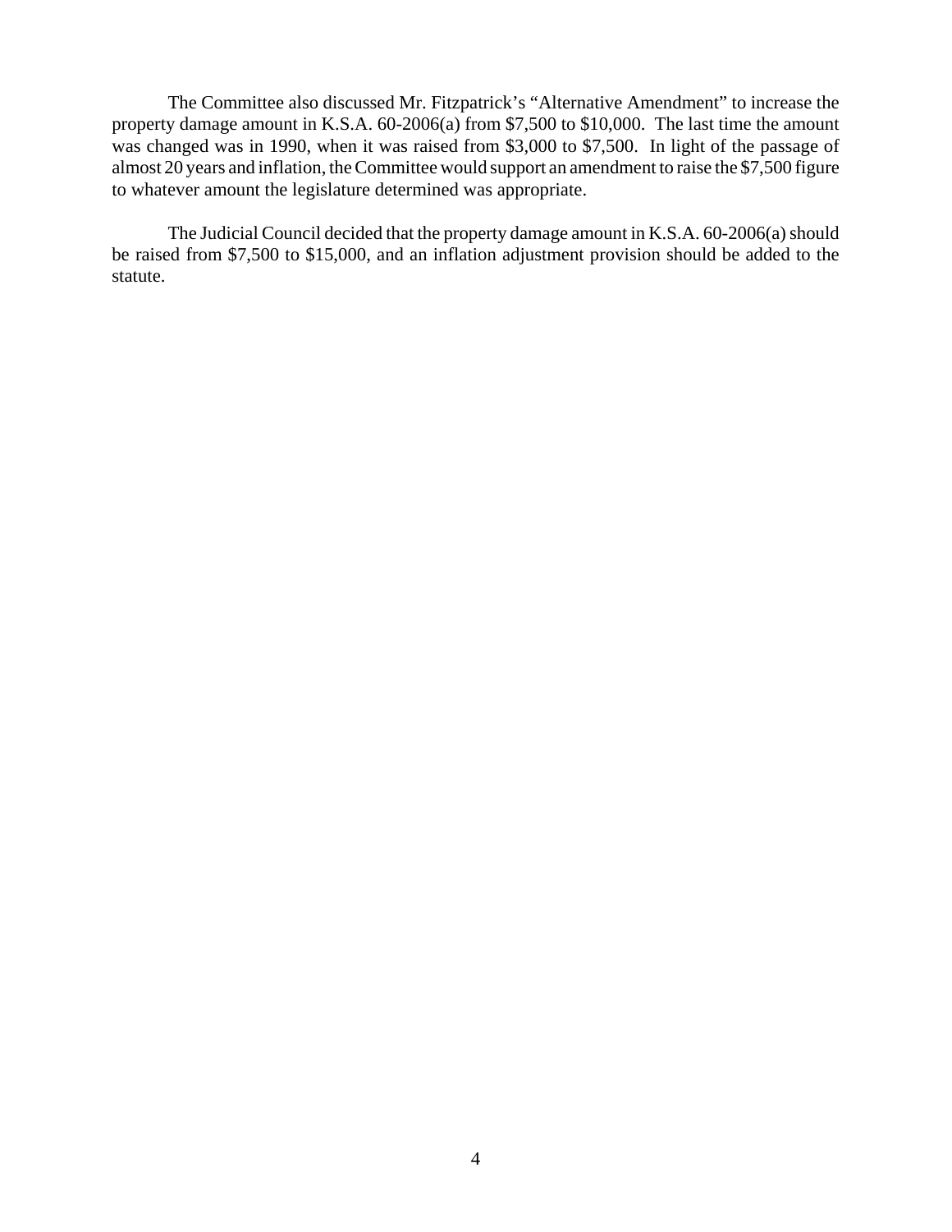The Committee also discussed Mr. Fitzpatrick's "Alternative Amendment" to increase the property damage amount in K.S.A. 60-2006(a) from $7,500 to $10,000. The last time the amount was changed was in 1990, when it was raised from $3,000 to $7,500. In light of the passage of almost 20 years and inflation, the Committee would support an amendment to raise the $7,500 figure to whatever amount the legislature determined was appropriate.

The Judicial Council decided that the property damage amount in K.S.A. 60-2006(a) should be raised from $7,500 to $15,000, and an inflation adjustment provision should be added to the statute.